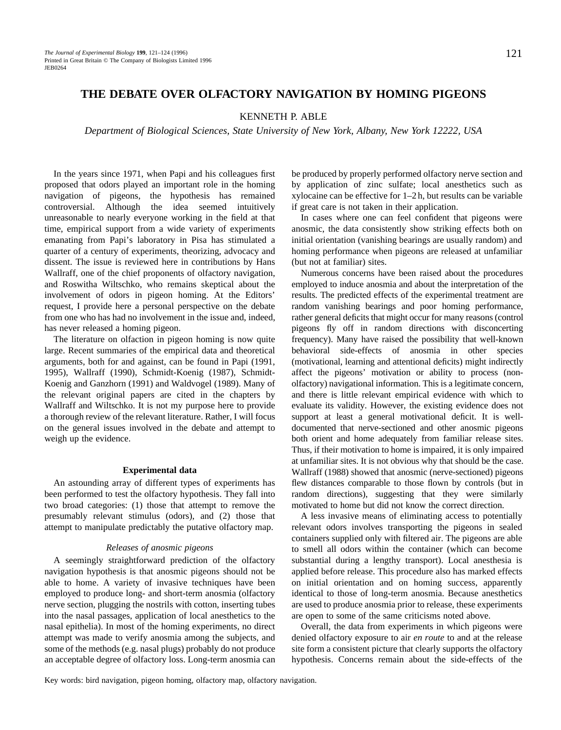# THE DEBATE OVER OLFACTORY NAVIGATION BY HOMING PIGEONS

KENNETH P. ABLE

*Department of Biological Sciences, State University of New York, Albany, New York 12222, USA*

In the years since 1971, when Papi and his colleagues first proposed that odors played an important role in the homing navigation of pigeons, the hypothesis has remained controversial. Although the idea seemed intuitively unreasonable to nearly everyone working in the field at that time, empirical support from a wide variety of experiments emanating from Papi's laboratory in Pisa has stimulated a quarter of a century of experiments, theorizing, advocacy and dissent. The issue is reviewed here in contributions by Hans Wallraff, one of the chief proponents of olfactory navigation, and Roswitha Wiltschko, who remains skeptical about the involvement of odors in pigeon homing. At the Editors' request, I provide here a personal perspective on the debate from one who has had no involvement in the issue and, indeed, has never released a homing pigeon.

The literature on olfaction in pigeon homing is now quite large. Recent summaries of the empirical data and theoretical arguments, both for and against, can be found in Papi (1991, 1995), Wallraff (1990), Schmidt-Koenig (1987), Schmidt-Koenig and Ganzhorn (1991) and Waldvogel (1989). Many of the relevant original papers are cited in the chapters by Wallraff and Wiltschko. It is not my purpose here to provide a thorough review of the relevant literature. Rather, I will focus on the general issues involved in the debate and attempt to weigh up the evidence.

## Experimental data

An astounding array of different types of experiments has been performed to test the olfactory hypothesis. They fall into two broad categories: (1) those that attempt to remove the presumably relevant stimulus (odors), and (2) those that attempt to manipulate predictably the putative olfactory map.

### *Releases of anosmic pigeons*

A seemingly straightforward prediction of the olfactory navigation hypothesis is that anosmic pigeons should not be able to home. A variety of invasive techniques have been employed to produce long- and short-term anosmia (olfactory nerve section, plugging the nostrils with cotton, inserting tubes into the nasal passages, application of local anesthetics to the nasal epithelia). In most of the homing experiments, no direct attempt was made to verify anosmia among the subjects, and some of the methods (e.g. nasal plugs) probably do not produce an acceptable degree of olfactory loss. Long-term anosmia can be produced by properly performed olfactory nerve section and by application of zinc sulfate; local anesthetics such as xylocaine can be effective for 1–2 h, but results can be variable if great care is not taken in their application.

In cases where one can feel confident that pigeons were anosmic, the data consistently show striking effects both on initial orientation (vanishing bearings are usually random) and homing performance when pigeons are released at unfamiliar (but not at familiar) sites.

Numerous concerns have been raised about the procedures employed to induce anosmia and about the interpretation of the results. The predicted effects of the experimental treatment are random vanishing bearings and poor homing performance, rather general deficits that might occur for many reasons (control pigeons fly off in random directions with disconcerting frequency). Many have raised the possibility that well-known behavioral side-effects of anosmia in other species (motivational, learning and attentional deficits) might indirectly affect the pigeons' motivation or ability to process (non-olfactory) navigational information. This is a legitimate concern, and there is little relevant empirical evidence with which to evaluate its validity. However, the existing evidence does not support at least a general motivational deficit. It is well-documented that nerve-sectioned and other anosmic pigeons both orient and home adequately from familiar release sites. Thus, if their motivation to home is impaired, it is only impaired at unfamiliar sites. It is not obvious why that should be the case. Wallraff (1988) showed that anosmic (nerve-sectioned) pigeons flew distances comparable to those flown by controls (but in random directions), suggesting that they were similarly motivated to home but did not know the correct direction.

A less invasive means of eliminating access to potentially relevant odors involves transporting the pigeons in sealed containers supplied only with filtered air. The pigeons are able to smell all odors within the container (which can become substantial during a lengthy transport). Local anesthesia is applied before release. This procedure also has marked effects on initial orientation and on homing success, apparently identical to those of long-term anosmia. Because anesthetics are used to produce anosmia prior to release, these experiments are open to some of the same criticisms noted above.

Overall, the data from experiments in which pigeons were denied olfactory exposure to air *en route* to and at the release site form a consistent picture that clearly supports the olfactory hypothesis. Concerns remain about the side-effects of the

Key words: bird navigation, pigeon homing, olfactory map, olfactory navigation.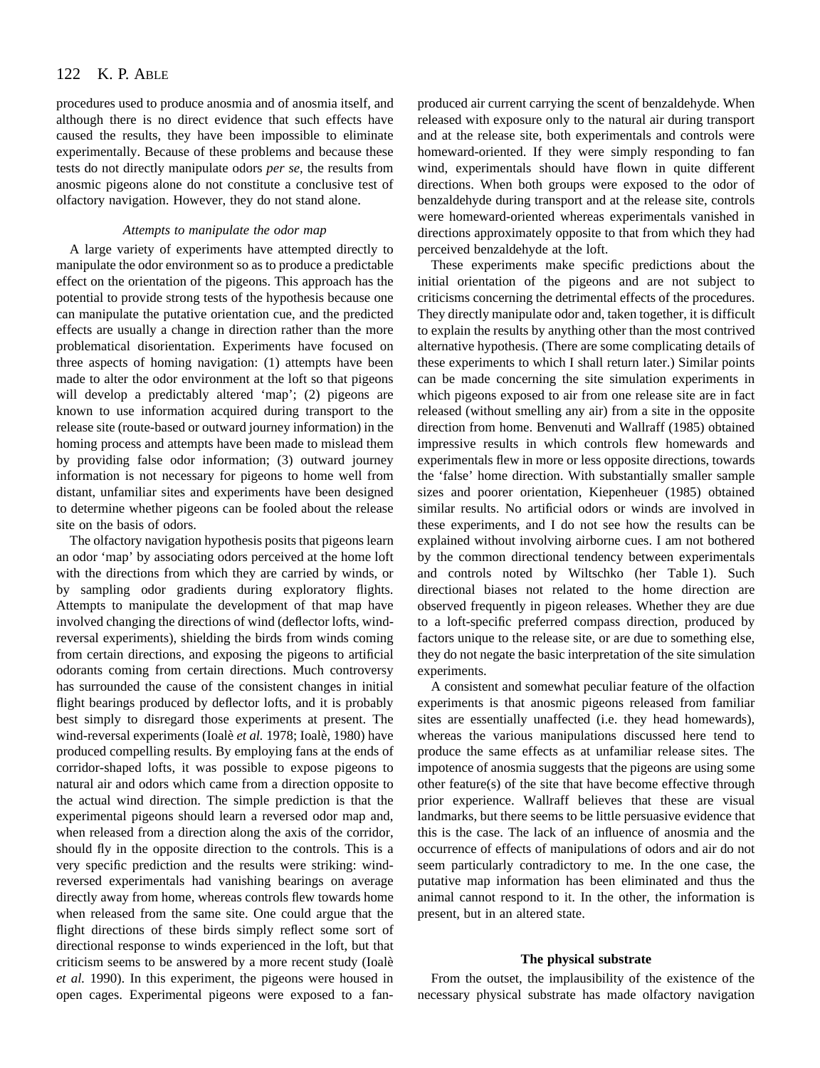procedures used to produce anosmia and of anosmia itself, and although there is no direct evidence that such effects have caused the results, they have been impossible to eliminate experimentally. Because of these problems and because these tests do not directly manipulate odors *per se*, the results from anosmic pigeons alone do not constitute a conclusive test of olfactory navigation. However, they do not stand alone.

### *Attempts to manipulate the odor map*

A large variety of experiments have attempted directly to manipulate the odor environment so as to produce a predictable effect on the orientation of the pigeons. This approach has the potential to provide strong tests of the hypothesis because one can manipulate the putative orientation cue, and the predicted effects are usually a change in direction rather than the more problematical disorientation. Experiments have focused on three aspects of homing navigation: (1) attempts have been made to alter the odor environment at the loft so that pigeons will develop a predictably altered 'map'; (2) pigeons are known to use information acquired during transport to the release site (route-based or outward journey information) in the homing process and attempts have been made to mislead them by providing false odor information; (3) outward journey information is not necessary for pigeons to home well from distant, unfamiliar sites and experiments have been designed to determine whether pigeons can be fooled about the release site on the basis of odors.

The olfactory navigation hypothesis posits that pigeons learn an odor 'map' by associating odors perceived at the home loft with the directions from which they are carried by winds, or by sampling odor gradients during exploratory flights. Attempts to manipulate the development of that map have involved changing the directions of wind (deflector lofts, wind-reversal experiments), shielding the birds from winds coming from certain directions, and exposing the pigeons to artificial odorants coming from certain directions. Much controversy has surrounded the cause of the consistent changes in initial flight bearings produced by deflector lofts, and it is probably best simply to disregard those experiments at present. The wind-reversal experiments (Ioalè *et al.* 1978; Ioalè, 1980) have produced compelling results. By employing fans at the ends of corridor-shaped lofts, it was possible to expose pigeons to natural air and odors which came from a direction opposite to the actual wind direction. The simple prediction is that the experimental pigeons should learn a reversed odor map and, when released from a direction along the axis of the corridor, should fly in the opposite direction to the controls. This is a very specific prediction and the results were striking: wind-reversed experimentals had vanishing bearings on average directly away from home, whereas controls flew towards home when released from the same site. One could argue that the flight directions of these birds simply reflect some sort of directional response to winds experienced in the loft, but that criticism seems to be answered by a more recent study (Ioalè *et al.* 1990). In this experiment, the pigeons were housed in open cages. Experimental pigeons were exposed to a fan-produced air current carrying the scent of benzaldehyde. When released with exposure only to the natural air during transport and at the release site, both experimentals and controls were homeward-oriented. If they were simply responding to fan wind, experimentals should have flown in quite different directions. When both groups were exposed to the odor of benzaldehyde during transport and at the release site, controls were homeward-oriented whereas experimentals vanished in directions approximately opposite to that from which they had perceived benzaldehyde at the loft.

These experiments make specific predictions about the initial orientation of the pigeons and are not subject to criticisms concerning the detrimental effects of the procedures. They directly manipulate odor and, taken together, it is difficult to explain the results by anything other than the most contrived alternative hypothesis. (There are some complicating details of these experiments to which I shall return later.) Similar points can be made concerning the site simulation experiments in which pigeons exposed to air from one release site are in fact released (without smelling any air) from a site in the opposite direction from home. Benvenuti and Wallraff (1985) obtained impressive results in which controls flew homewards and experimentals flew in more or less opposite directions, towards the 'false' home direction. With substantially smaller sample sizes and poorer orientation, Kiepenheuer (1985) obtained similar results. No artificial odors or winds are involved in these experiments, and I do not see how the results can be explained without involving airborne cues. I am not bothered by the common directional tendency between experimentals and controls noted by Wiltschko (her Table 1). Such directional biases not related to the home direction are observed frequently in pigeon releases. Whether they are due to a loft-specific preferred compass direction, produced by factors unique to the release site, or are due to something else, they do not negate the basic interpretation of the site simulation experiments.

A consistent and somewhat peculiar feature of the olfaction experiments is that anosmic pigeons released from familiar sites are essentially unaffected (i.e. they head homewards), whereas the various manipulations discussed here tend to produce the same effects as at unfamiliar release sites. The impotence of anosmia suggests that the pigeons are using some other feature(s) of the site that have become effective through prior experience. Wallraff believes that these are visual landmarks, but there seems to be little persuasive evidence that this is the case. The lack of an influence of anosmia and the occurrence of effects of manipulations of odors and air do not seem particularly contradictory to me. In the one case, the putative map information has been eliminated and thus the animal cannot respond to it. In the other, the information is present, but in an altered state.

## The physical substrate

From the outset, the implausibility of the existence of the necessary physical substrate has made olfactory navigation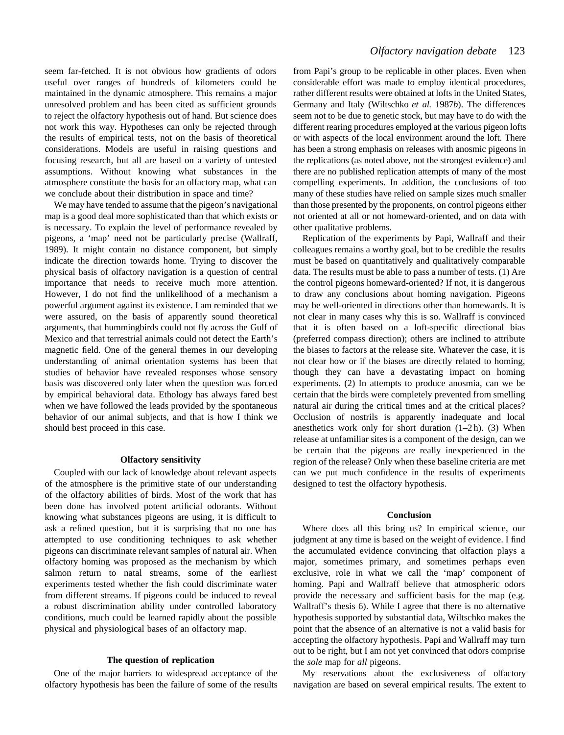seem far-fetched. It is not obvious how gradients of odors useful over ranges of hundreds of kilometers could be maintained in the dynamic atmosphere. This remains a major unresolved problem and has been cited as sufficient grounds to reject the olfactory hypothesis out of hand. But science does not work this way. Hypotheses can only be rejected through the results of empirical tests, not on the basis of theoretical considerations. Models are useful in raising questions and focusing research, but all are based on a variety of untested assumptions. Without knowing what substances in the atmosphere constitute the basis for an olfactory map, what can we conclude about their distribution in space and time?

We may have tended to assume that the pigeon's navigational map is a good deal more sophisticated than that which exists or is necessary. To explain the level of performance revealed by pigeons, a 'map' need not be particularly precise (Wallraff, 1989). It might contain no distance component, but simply indicate the direction towards home. Trying to discover the physical basis of olfactory navigation is a question of central importance that needs to receive much more attention. However, I do not find the unlikelihood of a mechanism a powerful argument against its existence. I am reminded that we were assured, on the basis of apparently sound theoretical arguments, that hummingbirds could not fly across the Gulf of Mexico and that terrestrial animals could not detect the Earth's magnetic field. One of the general themes in our developing understanding of animal orientation systems has been that studies of behavior have revealed responses whose sensory basis was discovered only later when the question was forced by empirical behavioral data. Ethology has always fared best when we have followed the leads provided by the spontaneous behavior of our animal subjects, and that is how I think we should best proceed in this case.

### Olfactory sensitivity

Coupled with our lack of knowledge about relevant aspects of the atmosphere is the primitive state of our understanding of the olfactory abilities of birds. Most of the work that has been done has involved potent artificial odorants. Without knowing what substances pigeons are using, it is difficult to ask a refined question, but it is surprising that no one has attempted to use conditioning techniques to ask whether pigeons can discriminate relevant samples of natural air. When olfactory homing was proposed as the mechanism by which salmon return to natal streams, some of the earliest experiments tested whether the fish could discriminate water from different streams. If pigeons could be induced to reveal a robust discrimination ability under controlled laboratory conditions, much could be learned rapidly about the possible physical and physiological bases of an olfactory map.

### The question of replication

One of the major barriers to widespread acceptance of the olfactory hypothesis has been the failure of some of the results from Papi's group to be replicable in other places. Even when considerable effort was made to employ identical procedures, rather different results were obtained at lofts in the United States, Germany and Italy (Wiltschko *et al.* 1987*b*). The differences seem not to be due to genetic stock, but may have to do with the different rearing procedures employed at the various pigeon lofts or with aspects of the local environment around the loft. There has been a strong emphasis on releases with anosmic pigeons in the replications (as noted above, not the strongest evidence) and there are no published replication attempts of many of the most compelling experiments. In addition, the conclusions of too many of these studies have relied on sample sizes much smaller than those presented by the proponents, on control pigeons either not oriented at all or not homeward-oriented, and on data with other qualitative problems.

Replication of the experiments by Papi, Wallraff and their colleagues remains a worthy goal, but to be credible the results must be based on quantitatively and qualitatively comparable data. The results must be able to pass a number of tests. (1) Are the control pigeons homeward-oriented? If not, it is dangerous to draw any conclusions about homing navigation. Pigeons may be well-oriented in directions other than homewards. It is not clear in many cases why this is so. Wallraff is convinced that it is often based on a loft-specific directional bias (preferred compass direction); others are inclined to attribute the biases to factors at the release site. Whatever the case, it is not clear how or if the biases are directly related to homing, though they can have a devastating impact on homing experiments. (2) In attempts to produce anosmia, can we be certain that the birds were completely prevented from smelling natural air during the critical times and at the critical places? Occlusion of nostrils is apparently inadequate and local anesthetics work only for short duration (1–2 h). (3) When release at unfamiliar sites is a component of the design, can we be certain that the pigeons are really inexperienced in the region of the release? Only when these baseline criteria are met can we put much confidence in the results of experiments designed to test the olfactory hypothesis.

### Conclusion

Where does all this bring us? In empirical science, our judgment at any time is based on the weight of evidence. I find the accumulated evidence convincing that olfaction plays a major, sometimes primary, and sometimes perhaps even exclusive, role in what we call the 'map' component of homing. Papi and Wallraff believe that atmospheric odors provide the necessary and sufficient basis for the map (e.g. Wallraff's thesis 6). While I agree that there is no alternative hypothesis supported by substantial data, Wiltschko makes the point that the absence of an alternative is not a valid basis for accepting the olfactory hypothesis. Papi and Wallraff may turn out to be right, but I am not yet convinced that odors comprise the *sole* map for *all* pigeons.

My reservations about the exclusiveness of olfactory navigation are based on several empirical results. The extent to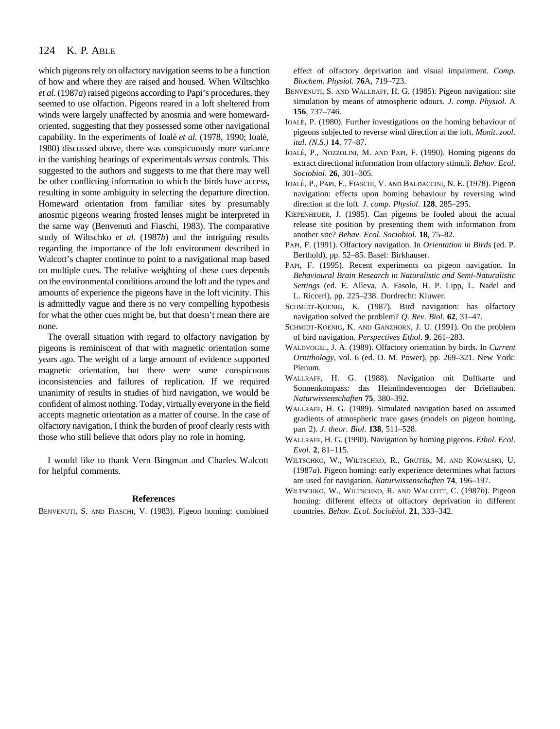which pigeons rely on olfactory navigation seems to be a function of how and where they are raised and housed. When Wiltschko *et al.* (1987*a*) raised pigeons according to Papi's procedures, they seemed to use olfaction. Pigeons reared in a loft sheltered from winds were largely unaffected by anosmia and were homeward-oriented, suggesting that they possessed some other navigational capability. In the experiments of Ioalè *et al.* (1978, 1990; Ioalè, 1980) discussed above, there was conspicuously more variance in the vanishing bearings of experimentals *versus* controls. This suggested to the authors and suggests to me that there may well be other conflicting information to which the birds have access, resulting in some ambiguity in selecting the departure direction. Homeward orientation from familiar sites by presumably anosmic pigeons wearing frosted lenses might be interpreted in the same way (Benvenuti and Fiaschi, 1983). The comparative study of Wiltschko *et al.* (1987*b*) and the intriguing results regarding the importance of the loft environment described in Walcott's chapter continue to point to a navigational map based on multiple cues. The relative weighting of these cues depends on the environmental conditions around the loft and the types and amounts of experience the pigeons have in the loft vicinity. This is admittedly vague and there is no very compelling hypothesis for what the other cues might be, but that doesn't mean there are none.

The overall situation with regard to olfactory navigation by pigeons is reminiscent of that with magnetic orientation some years ago. The weight of a large amount of evidence supported magnetic orientation, but there were some conspicuous inconsistencies and failures of replication. If we required unanimity of results in studies of bird navigation, we would be confident of almost nothing. Today, virtually everyone in the field accepts magnetic orientation as a matter of course. In the case of olfactory navigation, I think the burden of proof clearly rests with those who still believe that odors play no role in homing.

I would like to thank Vern Bingman and Charles Walcott for helpful comments.

## References

Benvenuti, S. and Fiaschi, V. (1983). Pigeon homing: combined effect of olfactory deprivation and visual impairment. *Comp. Biochem. Physiol.* **76**A, 719–723.

Benvenuti, S. and Wallraff, H. G. (1985). Pigeon navigation: site simulation by means of atmospheric odours. *J. comp. Physiol.* A **156**, 737–746.

Ioalè, P. (1980). Further investigations on the homing behaviour of pigeons subjected to reverse wind direction at the loft. *Monit. zool. ital. (N.S.)* **14**, 77–87.

Ioalè, P., Nozzolini, M. and Papi, F. (1990). Homing pigeons do extract directional information from olfactory stimuli. *Behav. Ecol. Sociobiol.* **26**, 301–305.

Ioalè, P., Papi, F., Fiaschi, V. and Baldaccini, N. E. (1978). Pigeon navigation: effects upon homing behaviour by reversing wind direction at the loft. *J. comp. Physiol.* **128**, 285–295.

Kiepenheuer, J. (1985). Can pigeons be fooled about the actual release site position by presenting them with information from another site? *Behav. Ecol. Sociobiol.* **18**, 75–82.

Papi, F. (1991). Olfactory navigation. In *Orientation in Birds* (ed. P. Berthold), pp. 52–85. Basel: Birkhauser.

Papi, F. (1995). Recent experiments on pigeon navigation. In *Behavioural Brain Research in Naturalistic and Semi-Naturalistic Settings* (ed. E. Alleva, A. Fasolo, H. P. Lipp, L. Nadel and L. Ricceri), pp. 225–238. Dordrecht: Kluwer.

Schmidt-Koenig, K. (1987). Bird navigation: has olfactory navigation solved the problem? *Q. Rev. Biol.* **62**, 31–47.

Schmidt-Koenig, K. and Ganzhorn, J. U. (1991). On the problem of bird navigation. *Perspectives Ethol.* **9**, 261–283.

Waldvogel, J. A. (1989). Olfactory orientation by birds. In *Current Ornithology*, vol. 6 (ed. D. M. Power), pp. 269–321. New York: Plenum.

Wallraff, H. G. (1988). Navigation mit Duftkarte und Sonnenkompass: das Heimfindevermogen der Brieftauben. *Naturwissenschaften* **75**, 380–392.

Wallraff, H. G. (1989). Simulated navigation based on assumed gradients of atmospheric trace gases (models on pigeon homing, part 2). *J. theor. Biol.* **138**, 511–528.

Wallraff, H. G. (1990). Navigation by homing pigeons. *Ethol. Ecol. Evol.* **2**, 81–115.

Wiltschko, W., Wiltschko, R., Gruter, M. and Kowalski, U. (1987*a*). Pigeon homing: early experience determines what factors are used for navigation. *Naturwissenschaften* **74**, 196–197.

Wiltschko, W., Wiltschko, R. and Walcott, C. (1987*b*). Pigeon homing: different effects of olfactory deprivation in different countries. *Behav. Ecol. Sociobiol.* **21**, 333–342.